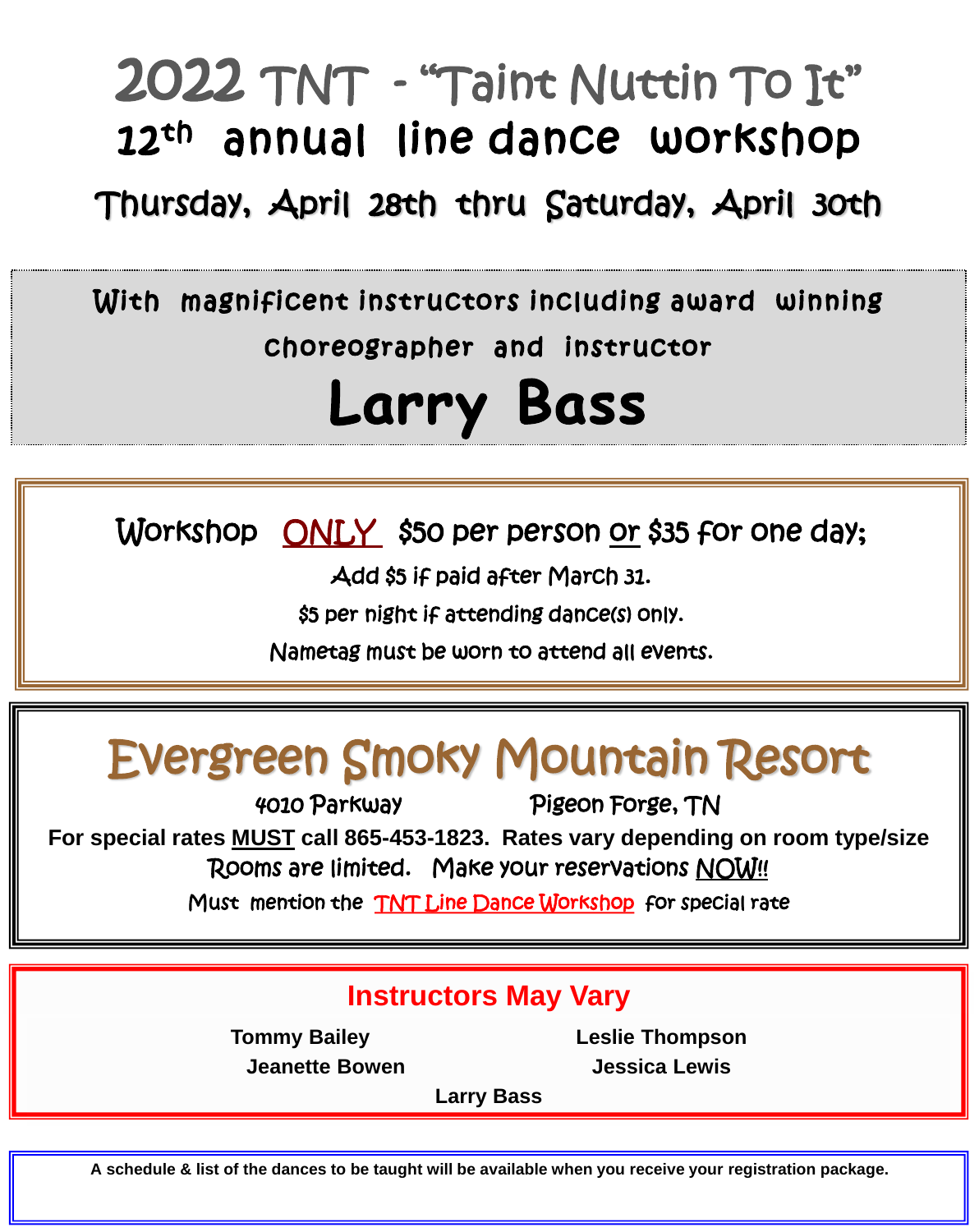# 2022 TNT - "Taint Nuttin To It"

## 12th annual line dance workshop

## Thursday, April 28th thru Saturday, April 30th

With magnificent instructors including award winning choreographer and instructor

# Larry Bass

Workshop ONLY $50 per person or $35 for one day;

Add $5 if paid after March 31.

$5 per night if attending dance(s) only.

Nametag must be worn to attend all events.

# Evergreen Smoky Mountain Resort

4010 Parkway Pigeon Forge, TN

**For special rates MUST call 865-453-1823. Rates vary depending on room type/size**

Rooms are limited. Make your reservations NOW!!

Must mention the TNT Line Dance Workshop for special rate

## Instructors May Vary

**Tommy Bailey**

**Leslie Thompson**

**Jeanette Bowen**

**Jessica Lewis**

**Larry Bass**

**A schedule & list of the dances to be taught will be available when you receive your registration package.**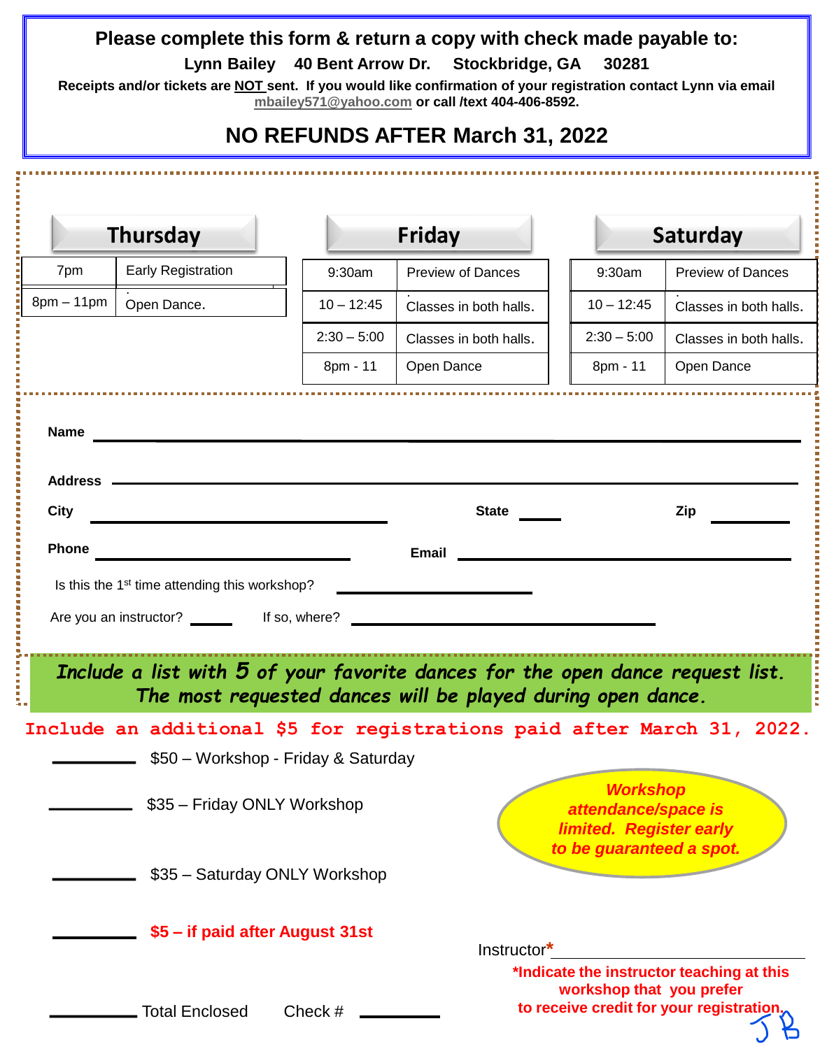**Please complete this form & return a copy with check made payable to:**

**Lynn Bailey 40 Bent Arrow Dr. Stockbridge, GA 30281**

**Receipts and/or tickets are NOT sent. If you would like confirmation of your registration contact Lynn via email mbailey571@yahoo.com or call /text 404-406-8592.**

## NO REFUNDS AFTER March 31, 2022

### Thursday

| | |
|---|---|
| 7pm | Early Registration |
| 8pm – 11pm | Open Dance. |

### Friday

| | |
|---|---|
| 9:30am | Preview of Dances |
| 10 – 12:45 | Classes in both halls. |
| 2:30 – 5:00 | Classes in both halls. |
| 8pm - 11 | Open Dance |

### Saturday

| | |
|---|---|
| 9:30am | Preview of Dances |
| 10 – 12:45 | Classes in both halls. |
| 2:30 – 5:00 | Classes in both halls. |
| 8pm - 11 | Open Dance |

**Name** ____________________

**Address** ____________________

**City** ____________________ **State** _____ **Zip** _____

**Phone** ____________________ **Email** ____________________

Is this the 1st time attending this workshop? ____________________

Are you an instructor? _____ If so, where? ____________________

***Include a list with 5 of your favorite dances for the open dance request list. The most requested dances will be played during open dance.***

**Include an additional $5 for registrations paid after March 31, 2022.**

_______ $50 – Workshop - Friday & Saturday

_______ $35 – Friday ONLY Workshop

_______ $35 – Saturday ONLY Workshop

_______ **$5 – if paid after August 31st**

_______ Total Enclosed Check # _______

***Workshop attendance/space is limited. Register early to be guaranteed a spot.***

Instructor* ____________________

***Indicate the instructor teaching at this workshop that you prefer to receive credit for your registration.**

JB